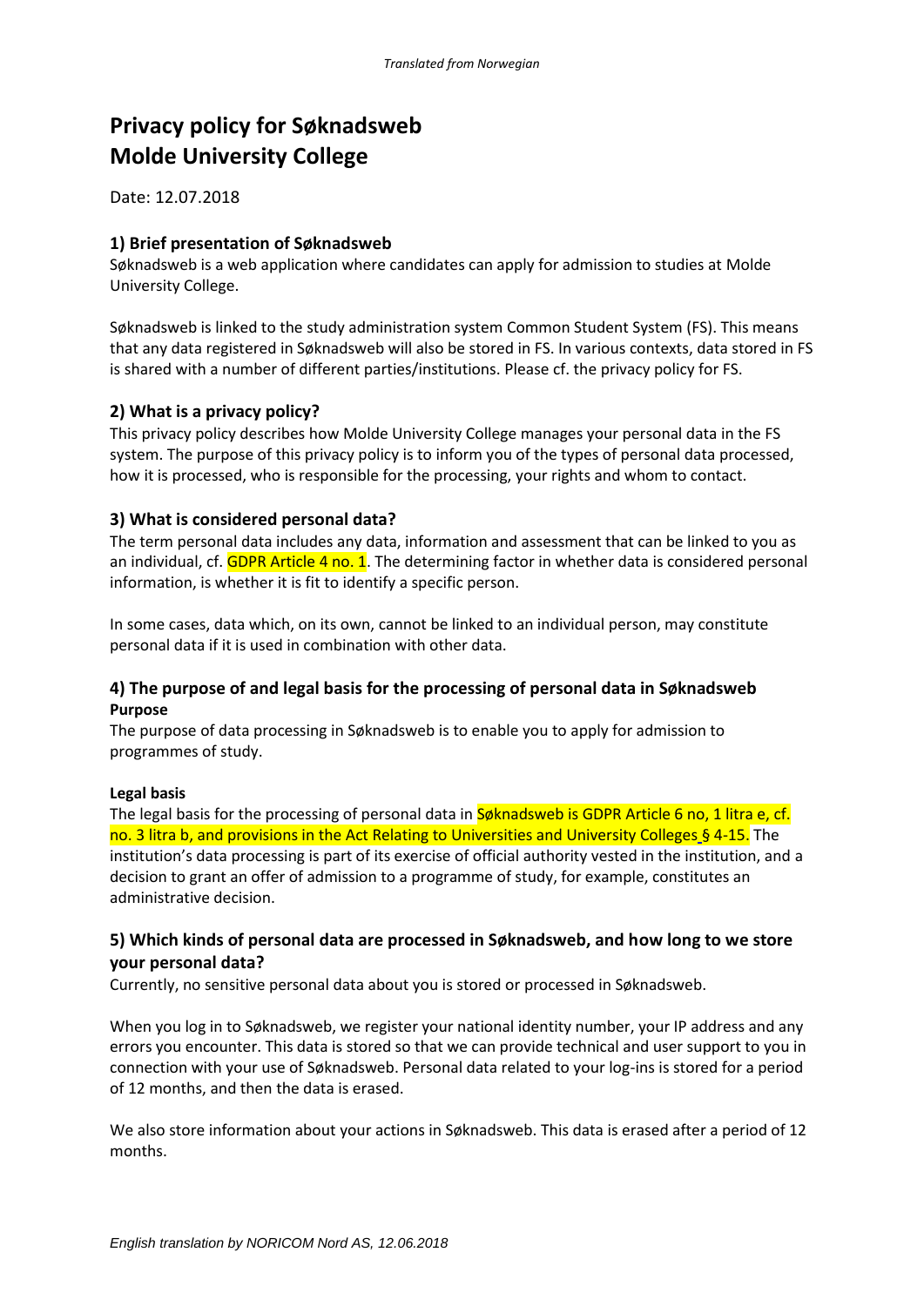*Translated from Norwegian*

# Privacy policy for Søknadsweb
# Molde University College

Date: 12.07.2018

### 1) Brief presentation of Søknadsweb

Søknadsweb is a web application where candidates can apply for admission to studies at Molde University College.

Søknadsweb is linked to the study administration system Common Student System (FS). This means that any data registered in Søknadsweb will also be stored in FS. In various contexts, data stored in FS is shared with a number of different parties/institutions. Please cf. the privacy policy for FS.

### 2) What is a privacy policy?

This privacy policy describes how Molde University College manages your personal data in the FS system. The purpose of this privacy policy is to inform you of the types of personal data processed, how it is processed, who is responsible for the processing, your rights and whom to contact.

### 3) What is considered personal data?

The term personal data includes any data, information and assessment that can be linked to you as an individual, cf. GDPR Article 4 no. 1. The determining factor in whether data is considered personal information, is whether it is fit to identify a specific person.

In some cases, data which, on its own, cannot be linked to an individual person, may constitute personal data if it is used in combination with other data.

### 4) The purpose of and legal basis for the processing of personal data in Søknadsweb

**Purpose**

The purpose of data processing in Søknadsweb is to enable you to apply for admission to programmes of study.

**Legal basis**

The legal basis for the processing of personal data in Søknadsweb is GDPR Article 6 no, 1 litra e, cf. no. 3 litra b, and provisions in the Act Relating to Universities and University Colleges § 4-15. The institution's data processing is part of its exercise of official authority vested in the institution, and a decision to grant an offer of admission to a programme of study, for example, constitutes an administrative decision.

### 5) Which kinds of personal data are processed in Søknadsweb, and how long to we store your personal data?

Currently, no sensitive personal data about you is stored or processed in Søknadsweb.

When you log in to Søknadsweb, we register your national identity number, your IP address and any errors you encounter. This data is stored so that we can provide technical and user support to you in connection with your use of Søknadsweb. Personal data related to your log-ins is stored for a period of 12 months, and then the data is erased.

We also store information about your actions in Søknadsweb. This data is erased after a period of 12 months.

*English translation by NORICOM Nord AS, 12.06.2018*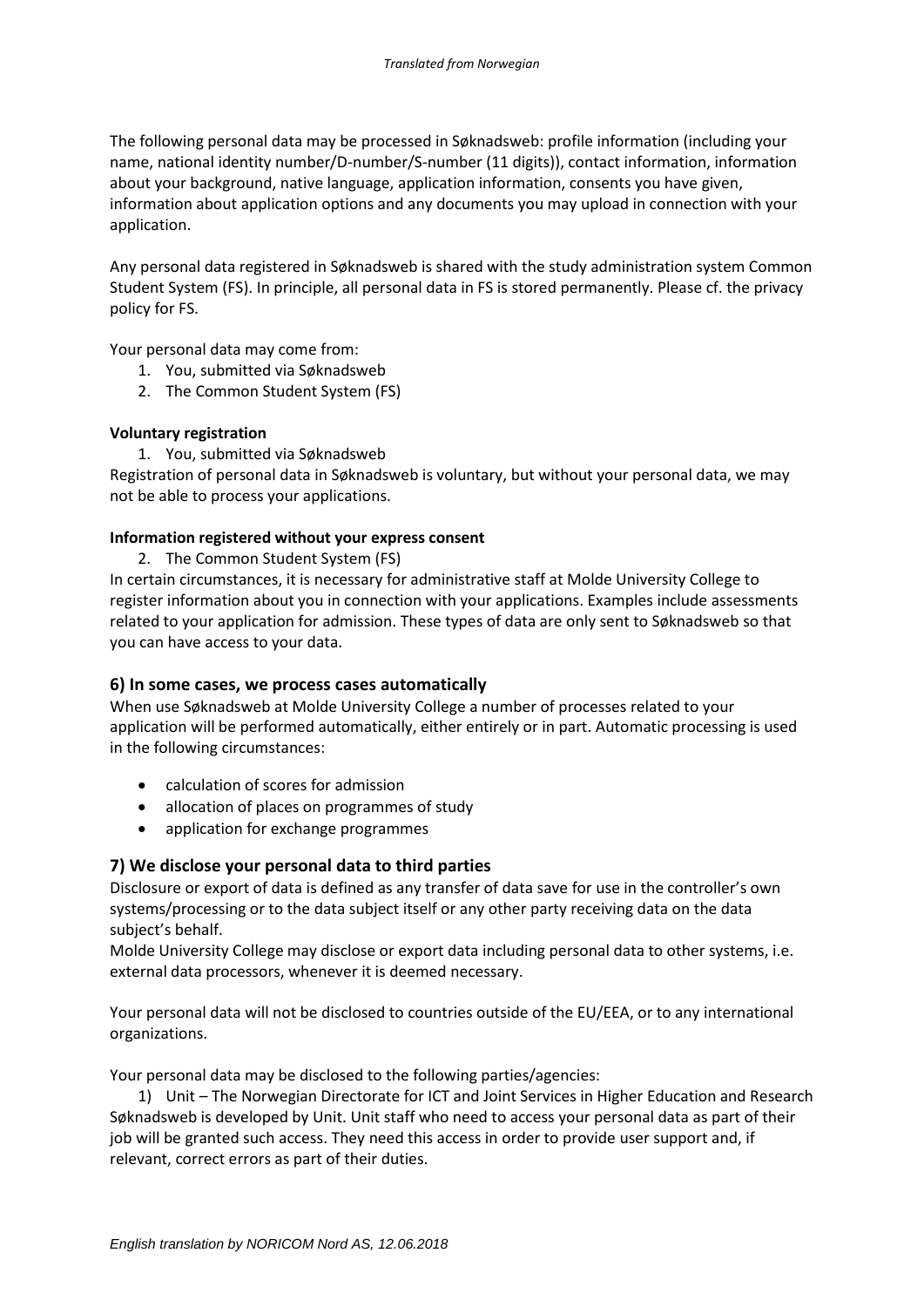The following personal data may be processed in Søknadsweb: profile information (including your name, national identity number/D-number/S-number (11 digits)), contact information, information about your background, native language, application information, consents you have given, information about application options and any documents you may upload in connection with your application.

Any personal data registered in Søknadsweb is shared with the study administration system Common Student System (FS). In principle, all personal data in FS is stored permanently. Please cf. the privacy policy for FS.

Your personal data may come from:

1. You, submitted via Søknadsweb
2. The Common Student System (FS)

**Voluntary registration**

1. You, submitted via Søknadsweb

Registration of personal data in Søknadsweb is voluntary, but without your personal data, we may not be able to process your applications.

**Information registered without your express consent**

2. The Common Student System (FS)

In certain circumstances, it is necessary for administrative staff at Molde University College to register information about you in connection with your applications. Examples include assessments related to your application for admission. These types of data are only sent to Søknadsweb so that you can have access to your data.

## 6) In some cases, we process cases automatically

When use Søknadsweb at Molde University College a number of processes related to your application will be performed automatically, either entirely or in part. Automatic processing is used in the following circumstances:

- calculation of scores for admission
- allocation of places on programmes of study
- application for exchange programmes

## 7) We disclose your personal data to third parties

Disclosure or export of data is defined as any transfer of data save for use in the controller's own systems/processing or to the data subject itself or any other party receiving data on the data subject's behalf.

Molde University College may disclose or export data including personal data to other systems, i.e. external data processors, whenever it is deemed necessary.

Your personal data will not be disclosed to countries outside of the EU/EEA, or to any international organizations.

Your personal data may be disclosed to the following parties/agencies:

1) Unit – The Norwegian Directorate for ICT and Joint Services in Higher Education and Research

Søknadsweb is developed by Unit. Unit staff who need to access your personal data as part of their job will be granted such access. They need this access in order to provide user support and, if relevant, correct errors as part of their duties.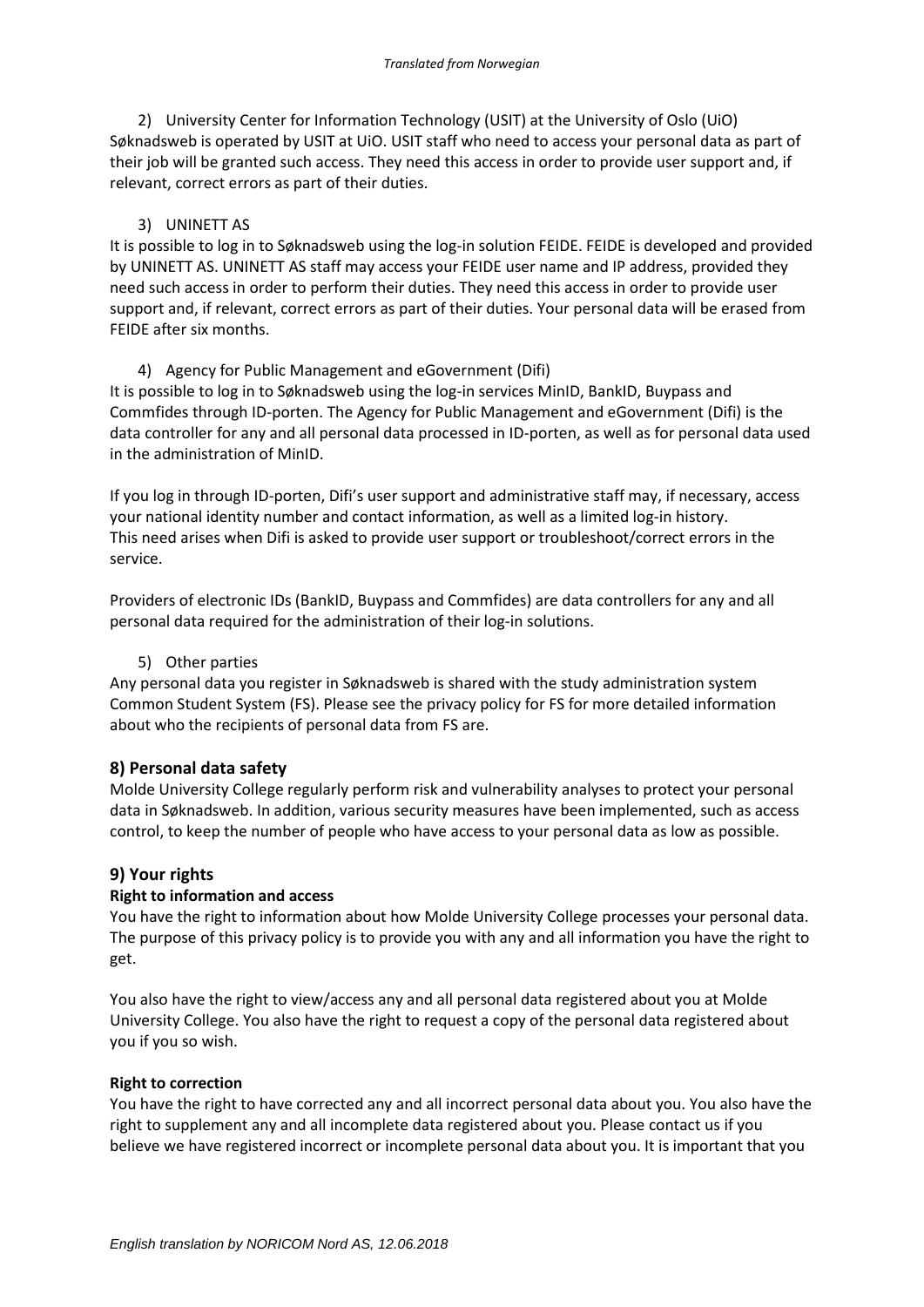2) University Center for Information Technology (USIT) at the University of Oslo (UiO)

Søknadsweb is operated by USIT at UiO. USIT staff who need to access your personal data as part of their job will be granted such access. They need this access in order to provide user support and, if relevant, correct errors as part of their duties.

3) UNINETT AS

It is possible to log in to Søknadsweb using the log-in solution FEIDE. FEIDE is developed and provided by UNINETT AS. UNINETT AS staff may access your FEIDE user name and IP address, provided they need such access in order to perform their duties. They need this access in order to provide user support and, if relevant, correct errors as part of their duties. Your personal data will be erased from FEIDE after six months.

4) Agency for Public Management and eGovernment (Difi)

It is possible to log in to Søknadsweb using the log-in services MinID, BankID, Buypass and Commfides through ID-porten. The Agency for Public Management and eGovernment (Difi) is the data controller for any and all personal data processed in ID-porten, as well as for personal data used in the administration of MinID.

If you log in through ID-porten, Difi's user support and administrative staff may, if necessary, access your national identity number and contact information, as well as a limited log-in history. This need arises when Difi is asked to provide user support or troubleshoot/correct errors in the service.

Providers of electronic IDs (BankID, Buypass and Commfides) are data controllers for any and all personal data required for the administration of their log-in solutions.

5) Other parties

Any personal data you register in Søknadsweb is shared with the study administration system Common Student System (FS). Please see the privacy policy for FS for more detailed information about who the recipients of personal data from FS are.

## 8) Personal data safety

Molde University College regularly perform risk and vulnerability analyses to protect your personal data in Søknadsweb. In addition, various security measures have been implemented, such as access control, to keep the number of people who have access to your personal data as low as possible.

## 9) Your rights

**Right to information and access**

You have the right to information about how Molde University College processes your personal data. The purpose of this privacy policy is to provide you with any and all information you have the right to get.

You also have the right to view/access any and all personal data registered about you at Molde University College. You also have the right to request a copy of the personal data registered about you if you so wish.

**Right to correction**

You have the right to have corrected any and all incorrect personal data about you. You also have the right to supplement any and all incomplete data registered about you. Please contact us if you believe we have registered incorrect or incomplete personal data about you. It is important that you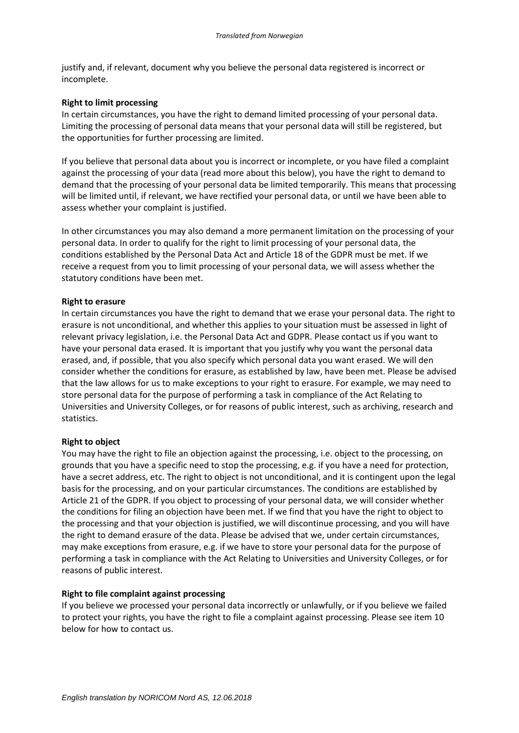justify and, if relevant, document why you believe the personal data registered is incorrect or incomplete.

**Right to limit processing**

In certain circumstances, you have the right to demand limited processing of your personal data. Limiting the processing of personal data means that your personal data will still be registered, but the opportunities for further processing are limited.

If you believe that personal data about you is incorrect or incomplete, or you have filed a complaint against the processing of your data (read more about this below), you have the right to demand to demand that the processing of your personal data be limited temporarily. This means that processing will be limited until, if relevant, we have rectified your personal data, or until we have been able to assess whether your complaint is justified.

In other circumstances you may also demand a more permanent limitation on the processing of your personal data. In order to qualify for the right to limit processing of your personal data, the conditions established by the Personal Data Act and Article 18 of the GDPR must be met. If we receive a request from you to limit processing of your personal data, we will assess whether the statutory conditions have been met.

**Right to erasure**

In certain circumstances you have the right to demand that we erase your personal data. The right to erasure is not unconditional, and whether this applies to your situation must be assessed in light of relevant privacy legislation, i.e. the Personal Data Act and GDPR. Please contact us if you want to have your personal data erased. It is important that you justify why you want the personal data erased, and, if possible, that you also specify which personal data you want erased. We will den consider whether the conditions for erasure, as established by law, have been met. Please be advised that the law allows for us to make exceptions to your right to erasure. For example, we may need to store personal data for the purpose of performing a task in compliance of the Act Relating to Universities and University Colleges, or for reasons of public interest, such as archiving, research and statistics.

**Right to object**

You may have the right to file an objection against the processing, i.e. object to the processing, on grounds that you have a specific need to stop the processing, e.g. if you have a need for protection, have a secret address, etc. The right to object is not unconditional, and it is contingent upon the legal basis for the processing, and on your particular circumstances. The conditions are established by Article 21 of the GDPR. If you object to processing of your personal data, we will consider whether the conditions for filing an objection have been met. If we find that you have the right to object to the processing and that your objection is justified, we will discontinue processing, and you will have the right to demand erasure of the data. Please be advised that we, under certain circumstances, may make exceptions from erasure, e.g. if we have to store your personal data for the purpose of performing a task in compliance with the Act Relating to Universities and University Colleges, or for reasons of public interest.

**Right to file complaint against processing**

If you believe we processed your personal data incorrectly or unlawfully, or if you believe we failed to protect your rights, you have the right to file a complaint against processing. Please see item 10 below for how to contact us.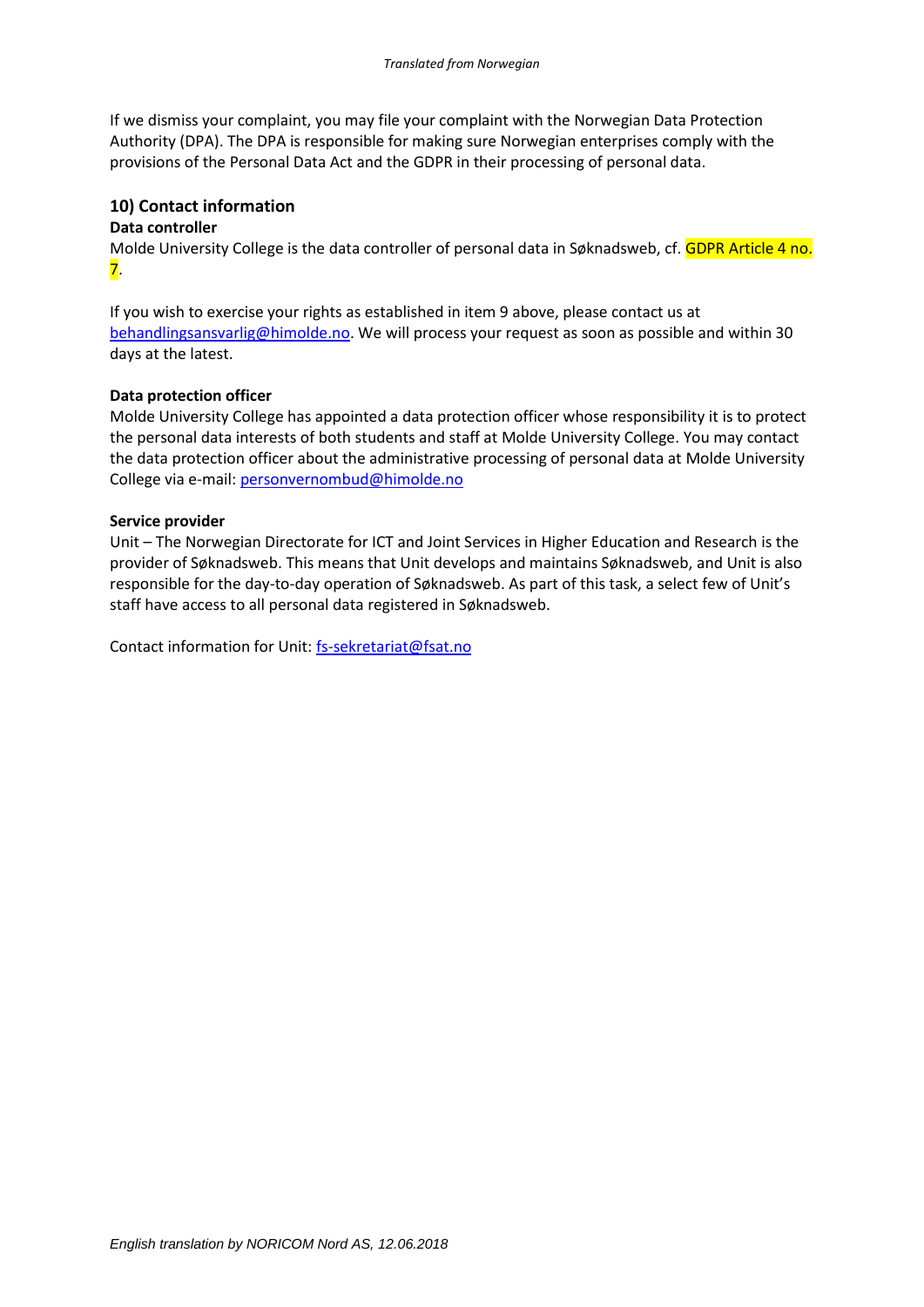If we dismiss your complaint, you may file your complaint with the Norwegian Data Protection Authority (DPA). The DPA is responsible for making sure Norwegian enterprises comply with the provisions of the Personal Data Act and the GDPR in their processing of personal data.

## 10) Contact information

**Data controller**

Molde University College is the data controller of personal data in Søknadsweb, cf. GDPR Article 4 no. 7.

If you wish to exercise your rights as established in item 9 above, please contact us at behandlingsansvarlig@himolde.no. We will process your request as soon as possible and within 30 days at the latest.

**Data protection officer**

Molde University College has appointed a data protection officer whose responsibility it is to protect the personal data interests of both students and staff at Molde University College. You may contact the data protection officer about the administrative processing of personal data at Molde University College via e-mail: personvernombud@himolde.no

**Service provider**

Unit – The Norwegian Directorate for ICT and Joint Services in Higher Education and Research is the provider of Søknadsweb. This means that Unit develops and maintains Søknadsweb, and Unit is also responsible for the day-to-day operation of Søknadsweb. As part of this task, a select few of Unit's staff have access to all personal data registered in Søknadsweb.

Contact information for Unit: fs-sekretariat@fsat.no